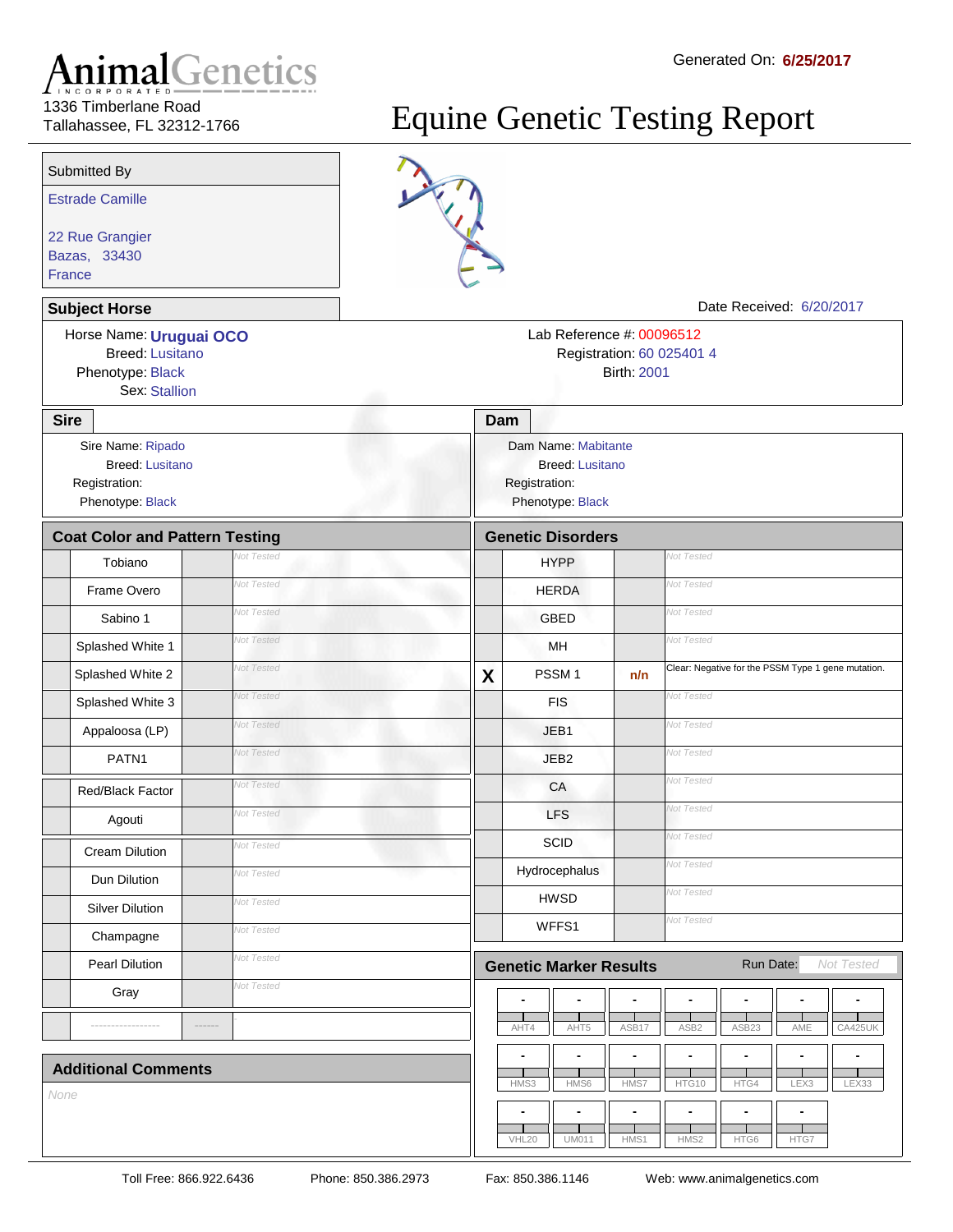# AnimalGenetics INCORPORATED

1336 Timberlane Road
Tallahassee, FL 32312-1766

Generated On: **6/25/2017**

# Equine Genetic Testing Report

## Submitted By

Estrade Camille

22 Rue Grangier
Bazas, 33430
France

## Subject Horse

Date Received: 6/20/2017

Horse Name: **Uruguai OCO**
Breed: Lusitano
Phenotype: Black
Sex: Stallion

Lab Reference #: 00096512
Registration: 60 025401 4
Birth: 2001

## Sire

Sire Name: Ripado
Breed: Lusitano
Registration:
Phenotype: Black

## Dam

Dam Name: Mabitante
Breed: Lusitano
Registration:
Phenotype: Black

## Coat Color and Pattern Testing

| | Test | Result | Comment |
|---|---|---|---|
| | Tobiano | | Not Tested |
| | Frame Overo | | Not Tested |
| | Sabino 1 | | Not Tested |
| | Splashed White 1 | | Not Tested |
| | Splashed White 2 | | Not Tested |
| | Splashed White 3 | | Not Tested |
| | Appaloosa (LP) | | Not Tested |
| | PATN1 | | Not Tested |
| | Red/Black Factor | | Not Tested |
| | Agouti | | Not Tested |
| | Cream Dilution | | Not Tested |
| | Dun Dilution | | Not Tested |
| | Silver Dilution | | Not Tested |
| | Champagne | | Not Tested |
| | Pearl Dilution | | Not Tested |
| | Gray | | Not Tested |
| | ---------------- | ------ | |

## Genetic Disorders

| | Test | Result | Comment |
|---|---|---|---|
| | HYPP | | Not Tested |
| | HERDA | | Not Tested |
| | GBED | | Not Tested |
| | MH | | Not Tested |
| X | PSSM 1 | n/n | Clear: Negative for the PSSM Type 1 gene mutation. |
| | FIS | | Not Tested |
| | JEB1 | | Not Tested |
| | JEB2 | | Not Tested |
| | CA | | Not Tested |
| | LFS | | Not Tested |
| | SCID | | Not Tested |
| | Hydrocephalus | | Not Tested |
| | HWSD | | Not Tested |
| | WFFS1 | | Not Tested |

## Genetic Marker Results

Run Date: Not Tested

| AHT4 | AHT5 | ASB17 | ASB2 | ASB23 | AME | CA425UK |
|---|---|---|---|---|---|---|
| - | - | - | - | - | - | - |

| HMS3 | HMS6 | HMS7 | HTG10 | HTG4 | LEX3 | LEX33 |
|---|---|---|---|---|---|---|
| - | - | - | - | - | - | - |

| VHL20 | UM011 | HMS1 | HMS2 | HTG6 | HTG7 |
|---|---|---|---|---|---|
| - | - | - | - | - | - |

## Additional Comments

None

Toll Free: 866.922.6436 Phone: 850.386.2973 Fax: 850.386.1146 Web: www.animalgenetics.com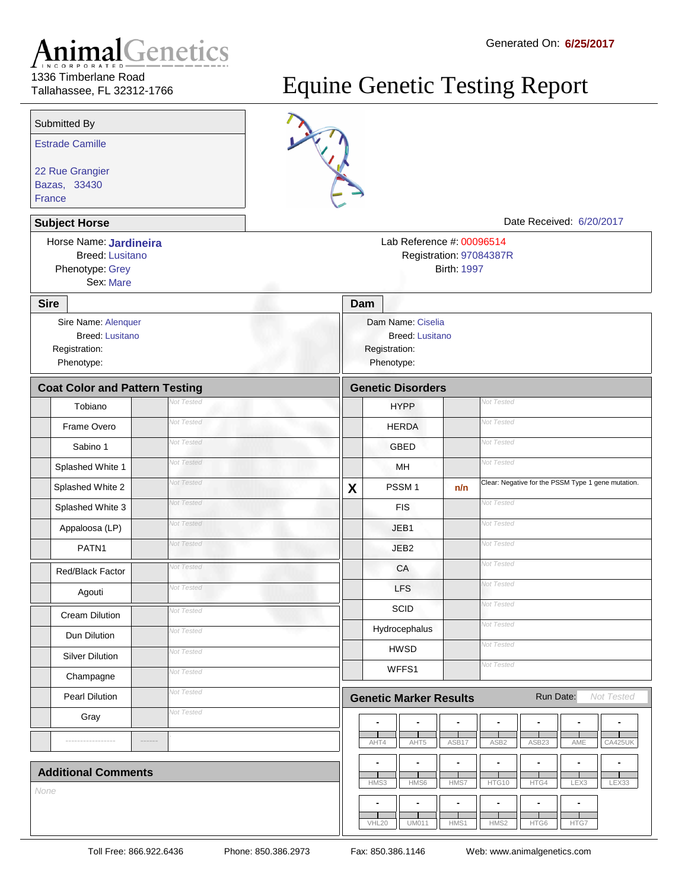# AnimalGenetics

INCORPORATED

1336 Timberlane Road
Tallahassee, FL 32312-1766

Generated On: **6/25/2017**

# Equine Genetic Testing Report

## Submitted By

Estrade Camille

22 Rue Grangier
Bazas, 33430
France

## Subject Horse

Date Received: 6/20/2017

Horse Name: **Jardineira**
Breed: Lusitano
Phenotype: Grey
Sex: Mare

Lab Reference #: 00096514
Registration: 97084387R
Birth: 1997

## Sire

Sire Name: Alenquer
Breed: Lusitano
Registration:
Phenotype:

## Dam

Dam Name: Ciselia
Breed: Lusitano
Registration:
Phenotype:

## Coat Color and Pattern Testing

| | | | |
|---|---|---|---|
| | Tobiano | | Not Tested |
| | Frame Overo | | Not Tested |
| | Sabino 1 | | Not Tested |
| | Splashed White 1 | | Not Tested |
| | Splashed White 2 | | Not Tested |
| | Splashed White 3 | | Not Tested |
| | Appaloosa (LP) | | Not Tested |
| | PATN1 | | Not Tested |
| | Red/Black Factor | | Not Tested |
| | Agouti | | Not Tested |
| | Cream Dilution | | Not Tested |
| | Dun Dilution | | Not Tested |
| | Silver Dilution | | Not Tested |
| | Champagne | | Not Tested |
| | Pearl Dilution | | Not Tested |
| | Gray | | Not Tested |
| | ---------------- | ------ | |

## Genetic Disorders

| | | | |
|---|---|---|---|
| | HYPP | | Not Tested |
| | HERDA | | Not Tested |
| | GBED | | Not Tested |
| | MH | | Not Tested |
| X | PSSM 1 | n/n | Clear: Negative for the PSSM Type 1 gene mutation. |
| | FIS | | Not Tested |
| | JEB1 | | Not Tested |
| | JEB2 | | Not Tested |
| | CA | | Not Tested |
| | LFS | | Not Tested |
| | SCID | | Not Tested |
| | Hydrocephalus | | Not Tested |
| | HWSD | | Not Tested |
| | WFFS1 | | Not Tested |

## Additional Comments

None

## Genetic Marker Results

Run Date: Not Tested

| | | | | | | |
|---|---|---|---|---|---|---|
| - | - | - | - | - | - | - |
| AHT4 | AHT5 | ASB17 | ASB2 | ASB23 | AME | CA425UK |
| - | - | - | - | - | - | - |
| HMS3 | HMS6 | HMS7 | HTG10 | HTG4 | LEX3 | LEX33 |
| - | - | - | - | - | - | |
| VHL20 | UM011 | HMS1 | HMS2 | HTG6 | HTG7 | |

Toll Free: 866.922.6436 Phone: 850.386.2973 Fax: 850.386.1146 Web: www.animalgenetics.com